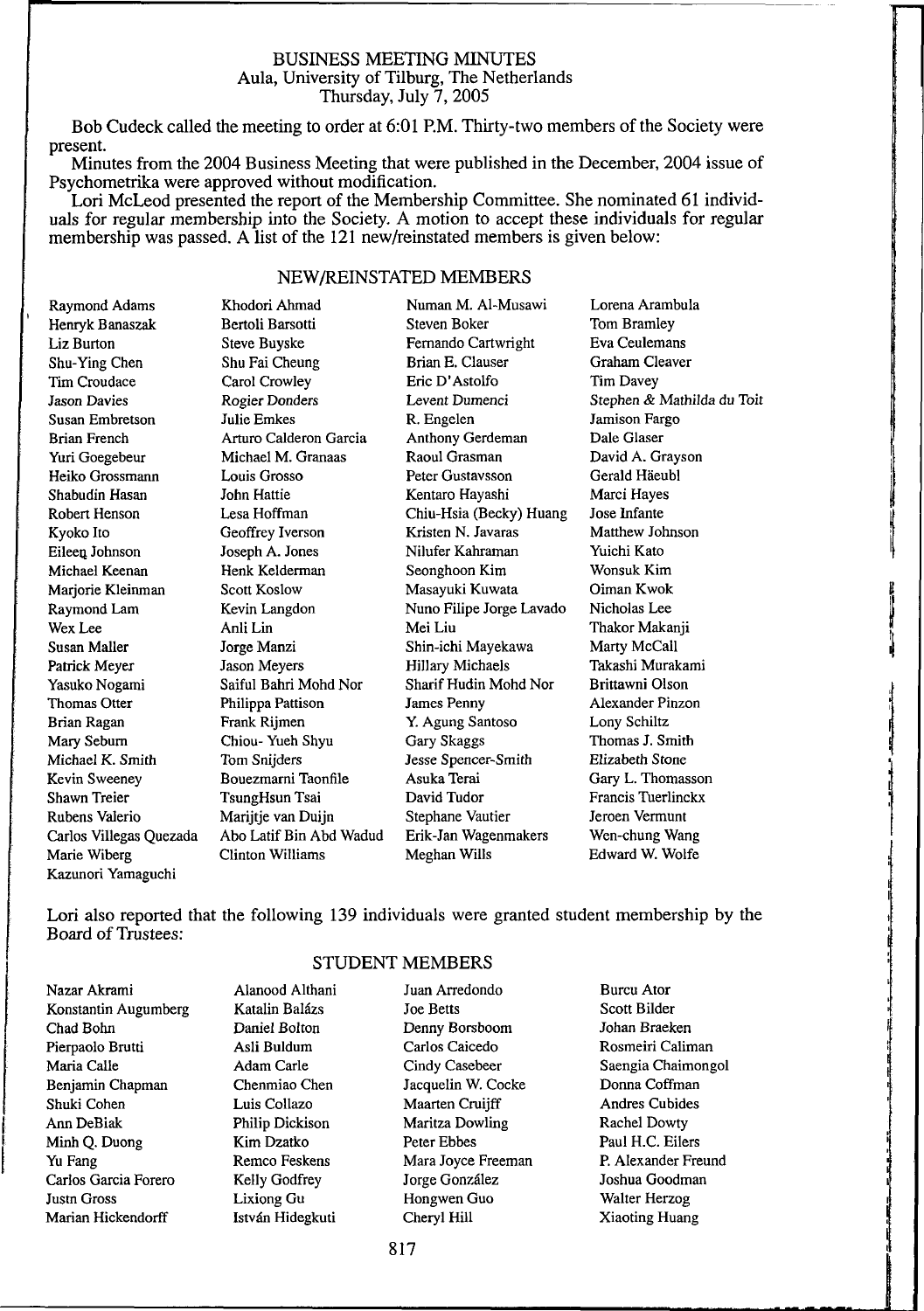BUSINESS MEETING MINUTES
Aula, University of Tilburg, The Netherlands
Thursday, July 7, 2005

Bob Cudeck called the meeting to order at 6:01 P.M. Thirty-two members of the Society were present.

Minutes from the 2004 Business Meeting that were published in the December, 2004 issue of Psychometrika were approved without modification.

Lori McLeod presented the report of the Membership Committee. She nominated 61 individuals for regular membership into the Society. A motion to accept these individuals for regular membership was passed. A list of the 121 new/reinstated members is given below:

## NEW/REINSTATED MEMBERS

| | | | |
|---|---|---|---|
| Raymond Adams | Khodori Ahmad | Numan M. Al-Musawi | Lorena Arambula |
| Henryk Banaszak | Bertoli Barsotti | Steven Boker | Tom Bramley |
| Liz Burton | Steve Buyske | Fernando Cartwright | Eva Ceulemans |
| Shu-Ying Chen | Shu Fai Cheung | Brian E. Clauser | Graham Cleaver |
| Tim Croudace | Carol Crowley | Eric D'Astolfo | Tim Davey |
| Jason Davies | Rogier Donders | Levent Dumenci | Stephen & Mathilda du Toit |
| Susan Embretson | Julie Emkes | R. Engelen | Jamison Fargo |
| Brian French | Arturo Calderon Garcia | Anthony Gerdeman | Dale Glaser |
| Yuri Goegebeur | Michael M. Granaas | Raoul Grasman | David A. Grayson |
| Heiko Grossmann | Louis Grosso | Peter Gustavsson | Gerald Häeubl |
| Shabudin Hasan | John Hattie | Kentaro Hayashi | Marci Hayes |
| Robert Henson | Lesa Hoffman | Chiu-Hsia (Becky) Huang | Jose Infante |
| Kyoko Ito | Geoffrey Iverson | Kristen N. Javaras | Matthew Johnson |
| Eileen Johnson | Joseph A. Jones | Nilufer Kahraman | Yuichi Kato |
| Michael Keenan | Henk Kelderman | Seonghoon Kim | Wonsuk Kim |
| Marjorie Kleinman | Scott Koslow | Masayuki Kuwata | Oiman Kwok |
| Raymond Lam | Kevin Langdon | Nuno Filipe Jorge Lavado | Nicholas Lee |
| Wex Lee | Anli Lin | Mei Liu | Thakor Makanji |
| Susan Maller | Jorge Manzi | Shin-ichi Mayekawa | Marty McCall |
| Patrick Meyer | Jason Meyers | Hillary Michaels | Takashi Murakami |
| Yasuko Nogami | Saiful Bahri Mohd Nor | Sharif Hudin Mohd Nor | Brittawni Olson |
| Thomas Otter | Philippa Pattison | James Penny | Alexander Pinzon |
| Brian Ragan | Frank Rijmen | Y. Agung Santoso | Lony Schiltz |
| Mary Seburn | Chiou- Yueh Shyu | Gary Skaggs | Thomas J. Smith |
| Michael K. Smith | Tom Snijders | Jesse Spencer-Smith | Elizabeth Stone |
| Kevin Sweeney | Bouezmarni Taonfile | Asuka Terai | Gary L. Thomasson |
| Shawn Treier | TsungHsun Tsai | David Tudor | Francis Tuerlinckx |
| Rubens Valerio | Marijtje van Duijn | Stephane Vautier | Jeroen Vermunt |
| Carlos Villegas Quezada | Abo Latif Bin Abd Wadud | Erik-Jan Wagenmakers | Wen-chung Wang |
| Marie Wiberg | Clinton Williams | Meghan Wills | Edward W. Wolfe |
| Kazunori Yamaguchi | | | |

Lori also reported that the following 139 individuals were granted student membership by the Board of Trustees:

## STUDENT MEMBERS

| | | | |
|---|---|---|---|
| Nazar Akrami | Alanood Althani | Juan Arredondo | Burcu Ator |
| Konstantin Augumberg | Katalin Balázs | Joe Betts | Scott Bilder |
| Chad Bohn | Daniel Bolton | Denny Borsboom | Johan Braeken |
| Pierpaolo Brutti | Asli Buldum | Carlos Caicedo | Rosmeiri Caliman |
| Maria Calle | Adam Carle | Cindy Casebeer | Saengia Chaimongol |
| Benjamin Chapman | Chenmiao Chen | Jacquelin W. Cocke | Donna Coffman |
| Shuki Cohen | Luis Collazo | Maarten Cruijff | Andres Cubides |
| Ann DeBiak | Philip Dickison | Maritza Dowling | Rachel Dowty |
| Minh Q. Duong | Kim Dzatko | Peter Ebbes | Paul H.C. Eilers |
| Yu Fang | Remco Feskens | Mara Joyce Freeman | P. Alexander Freund |
| Carlos Garcia Forero | Kelly Godfrey | Jorge González | Joshua Goodman |
| Justn Gross | Lixiong Gu | Hongwen Guo | Walter Herzog |
| Marian Hickendorff | István Hidegkuti | Cheryl Hill | Xiaoting Huang |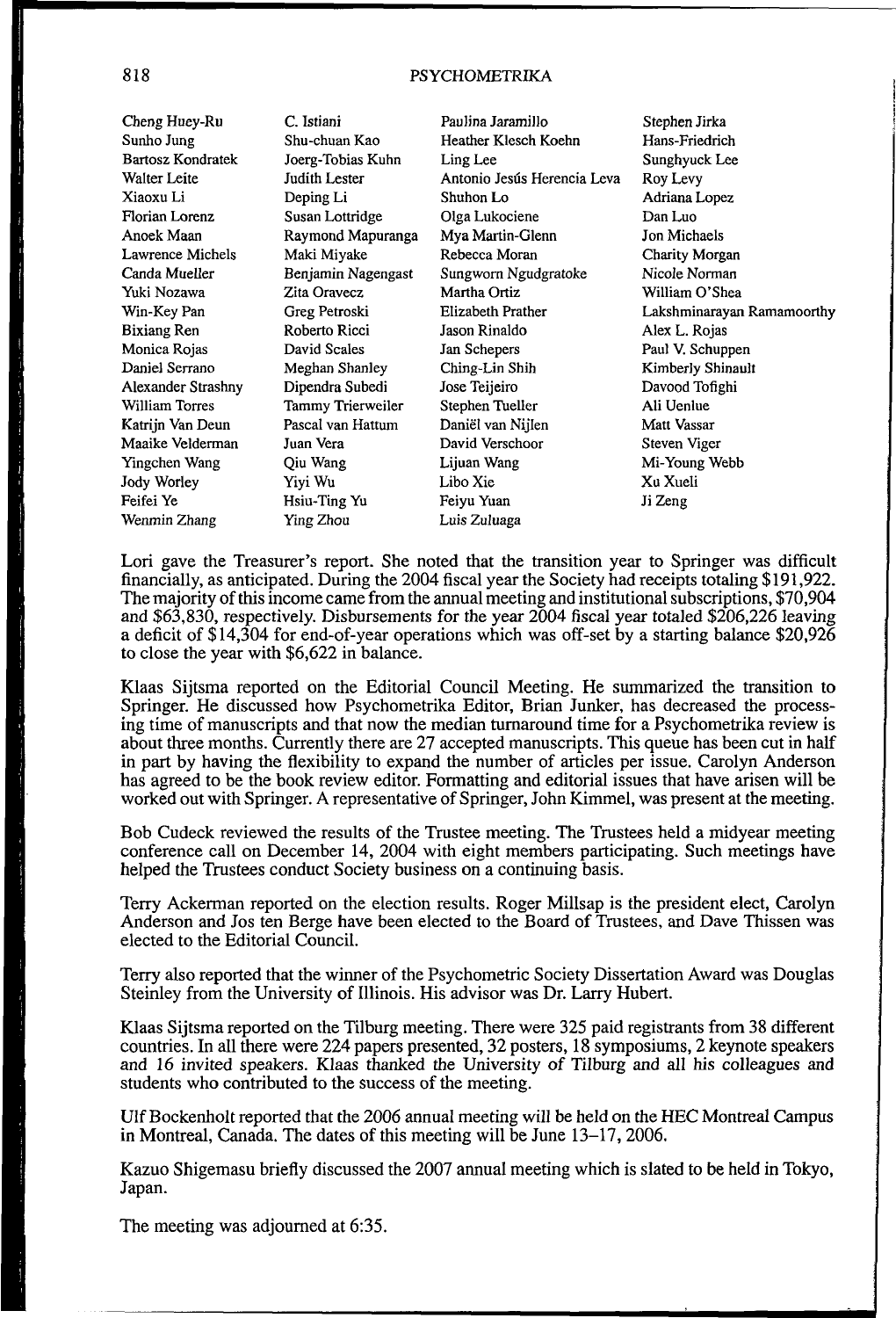Cheng Huey-Ru
Sunho Jung
Bartosz Kondratek
Walter Leite
Xiaoxu Li
Florian Lorenz
Anoek Maan
Lawrence Michels
Canda Mueller
Yuki Nozawa
Win-Key Pan
Bixiang Ren
Monica Rojas
Daniel Serrano
Alexander Strashny
William Torres
Katrijn Van Deun
Maaike Velderman
Yingchen Wang
Jody Worley
Feifei Ye
Wenmin Zhang
C. Istiani
Shu-chuan Kao
Joerg-Tobias Kuhn
Judith Lester
Deping Li
Susan Lottridge
Raymond Mapuranga
Maki Miyake
Benjamin Nagengast
Zita Oravecz
Greg Petroski
Roberto Ricci
David Scales
Meghan Shanley
Dipendra Subedi
Tammy Trierweiler
Pascal van Hattum
Juan Vera
Qiu Wang
Yiyi Wu
Hsiu-Ting Yu
Ying Zhou
Paulina Jaramillo
Heather Klesch Koehn
Ling Lee
Antonio Jesús Herencia Leva
Shuhon Lo
Olga Lukociene
Mya Martin-Glenn
Rebecca Moran
Sungworn Ngudgratoke
Martha Ortiz
Elizabeth Prather
Jason Rinaldo
Jan Schepers
Ching-Lin Shih
Jose Teijeiro
Stephen Tueller
Daniël van Nijlen
David Verschoor
Lijuan Wang
Libo Xie
Feiyu Yuan
Luis Zuluaga
Stephen Jirka
Hans-Friedrich
Sunghyuck Lee
Roy Levy
Adriana Lopez
Dan Luo
Jon Michaels
Charity Morgan
Nicole Norman
William O'Shea
Lakshminarayan Ramamoorthy
Alex L. Rojas
Paul V. Schuppen
Kimberly Shinault
Davood Tofighi
Ali Uenlue
Matt Vassar
Steven Viger
Mi-Young Webb
Xu Xueli
Ji Zeng

Lori gave the Treasurer's report. She noted that the transition year to Springer was difficult financially, as anticipated. During the 2004 fiscal year the Society had receipts totaling $191,922. The majority of this income came from the annual meeting and institutional subscriptions, $70,904 and $63,830, respectively. Disbursements for the year 2004 fiscal year totaled $206,226 leaving a deficit of $14,304 for end-of-year operations which was off-set by a starting balance $20,926 to close the year with $6,622 in balance.

Klaas Sijtsma reported on the Editorial Council Meeting. He summarized the transition to Springer. He discussed how Psychometrika Editor, Brian Junker, has decreased the processing time of manuscripts and that now the median turnaround time for a Psychometrika review is about three months. Currently there are 27 accepted manuscripts. This queue has been cut in half in part by having the flexibility to expand the number of articles per issue. Carolyn Anderson has agreed to be the book review editor. Formatting and editorial issues that have arisen will be worked out with Springer. A representative of Springer, John Kimmel, was present at the meeting.

Bob Cudeck reviewed the results of the Trustee meeting. The Trustees held a midyear meeting conference call on December 14, 2004 with eight members participating. Such meetings have helped the Trustees conduct Society business on a continuing basis.

Terry Ackerman reported on the election results. Roger Millsap is the president elect, Carolyn Anderson and Jos ten Berge have been elected to the Board of Trustees, and Dave Thissen was elected to the Editorial Council.

Terry also reported that the winner of the Psychometric Society Dissertation Award was Douglas Steinley from the University of Illinois. His advisor was Dr. Larry Hubert.

Klaas Sijtsma reported on the Tilburg meeting. There were 325 paid registrants from 38 different countries. In all there were 224 papers presented, 32 posters, 18 symposiums, 2 keynote speakers and 16 invited speakers. Klaas thanked the University of Tilburg and all his colleagues and students who contributed to the success of the meeting.

Ulf Bockenholt reported that the 2006 annual meeting will be held on the HEC Montreal Campus in Montreal, Canada. The dates of this meeting will be June 13–17, 2006.

Kazuo Shigemasu briefly discussed the 2007 annual meeting which is slated to be held in Tokyo, Japan.

The meeting was adjourned at 6:35.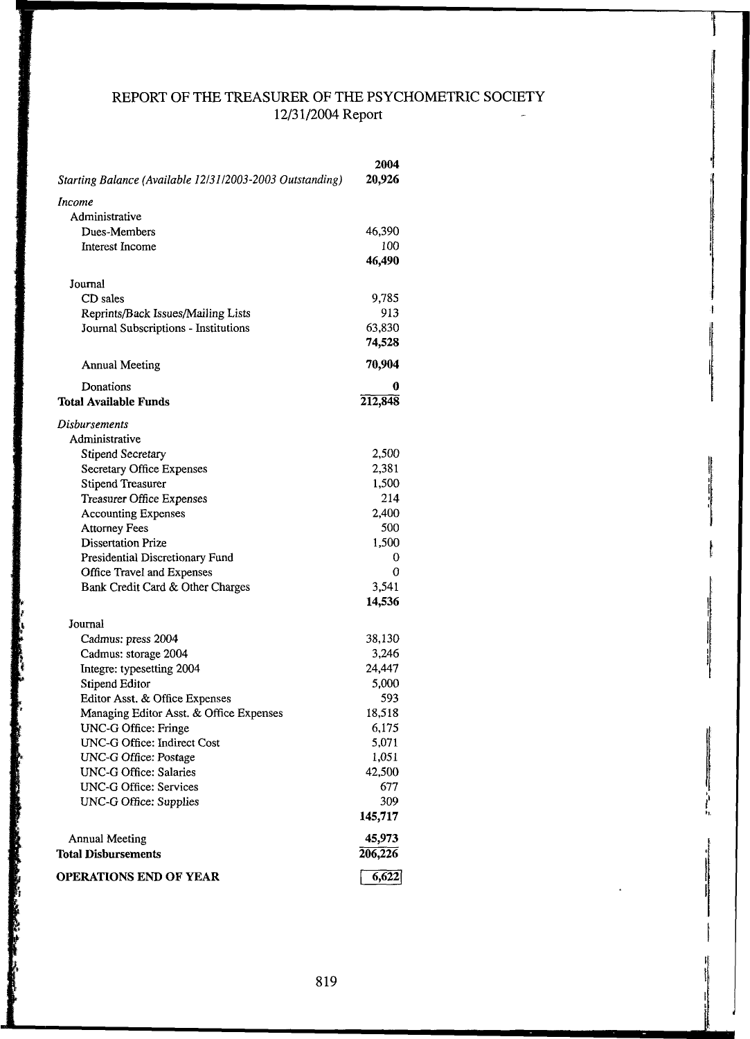# REPORT OF THE TREASURER OF THE PSYCHOMETRIC SOCIETY

12/31/2004 Report

| | 2004 |
|---|---|
| *Starting Balance (Available 12/31/2003-2003 Outstanding)* | **20,926** |
| *Income* | |
| Administrative | |
| Dues-Members | 46,390 |
| Interest Income | 100 |
| | **46,490** |
| Journal | |
| CD sales | 9,785 |
| Reprints/Back Issues/Mailing Lists | 913 |
| Journal Subscriptions - Institutions | 63,830 |
| | **74,528** |
| Annual Meeting | **70,904** |
| Donations | **0** |
| **Total Available Funds** | **212,848** |
| *Disbursements* | |
| Administrative | |
| Stipend Secretary | 2,500 |
| Secretary Office Expenses | 2,381 |
| Stipend Treasurer | 1,500 |
| Treasurer Office Expenses | 214 |
| Accounting Expenses | 2,400 |
| Attorney Fees | 500 |
| Dissertation Prize | 1,500 |
| Presidential Discretionary Fund | 0 |
| Office Travel and Expenses | 0 |
| Bank Credit Card & Other Charges | 3,541 |
| | **14,536** |
| Journal | |
| Cadmus: press 2004 | 38,130 |
| Cadmus: storage 2004 | 3,246 |
| Integre: typesetting 2004 | 24,447 |
| Stipend Editor | 5,000 |
| Editor Asst. & Office Expenses | 593 |
| Managing Editor Asst. & Office Expenses | 18,518 |
| UNC-G Office: Fringe | 6,175 |
| UNC-G Office: Indirect Cost | 5,071 |
| UNC-G Office: Postage | 1,051 |
| UNC-G Office: Salaries | 42,500 |
| UNC-G Office: Services | 677 |
| UNC-G Office: Supplies | 309 |
| | **145,717** |
| Annual Meeting | **45,973** |
| **Total Disbursements** | **206,226** |
| **OPERATIONS END OF YEAR** | **6,622** |